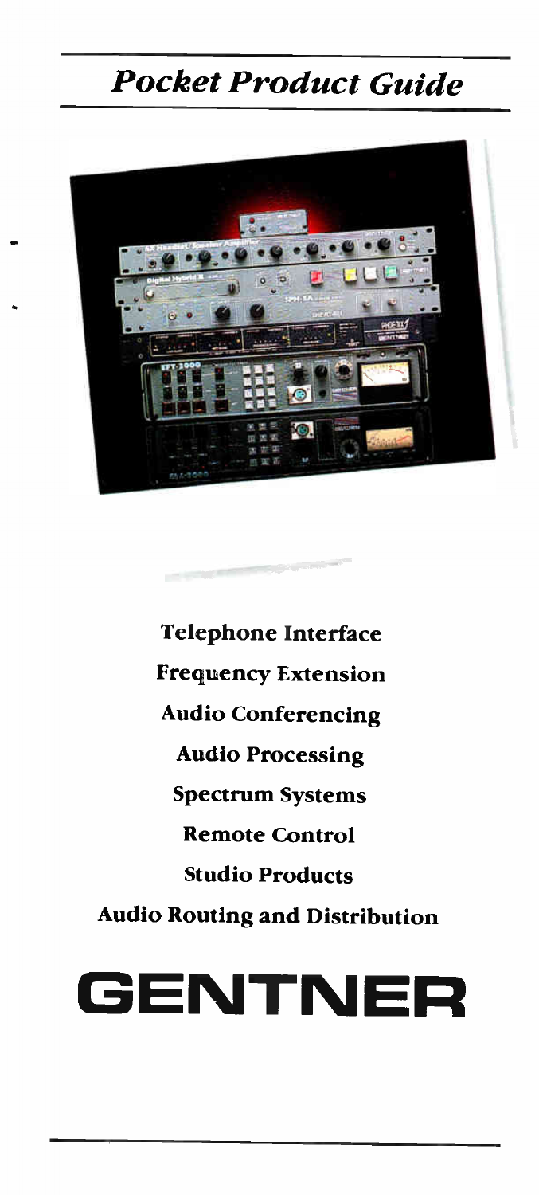# *Pocket Product Guide*

**Telephone Interface**

**Frequency Extension**

**Audio Conferencing**

**Audio Processing**

**Spectrum Systems**

**Remote Control**

**Studio Products**

**Audio Routing and Distribution**

# GENTNER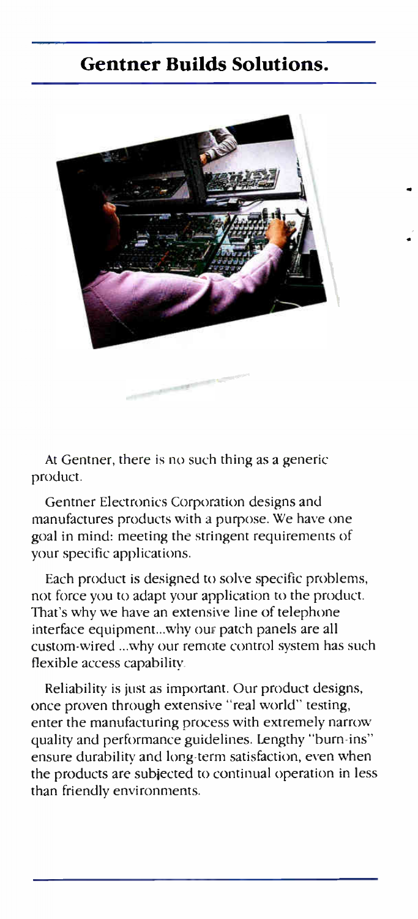## Gentner Builds Solutions.

At Gentner, there is no such thing as a generic product.

Gentner Electronics Corporation designs and manufactures products with a purpose. We have one goal in mind: meeting the stringent requirements of your specific applications.

Each product is designed to solve specific problems, not force you to adapt your application to the product. That's why we have an extensive line of telephone interface equipment...why our patch panels are all custom-wired ...why our remote control system has such flexible access capability.

Reliability is just as important. Our product designs, once proven through extensive "real world" testing, enter the manufacturing process with extremely narrow quality and performance guidelines. Lengthy "burn-ins" ensure durability and long-term satisfaction, even when the products are subjected to continual operation in less than friendly environments.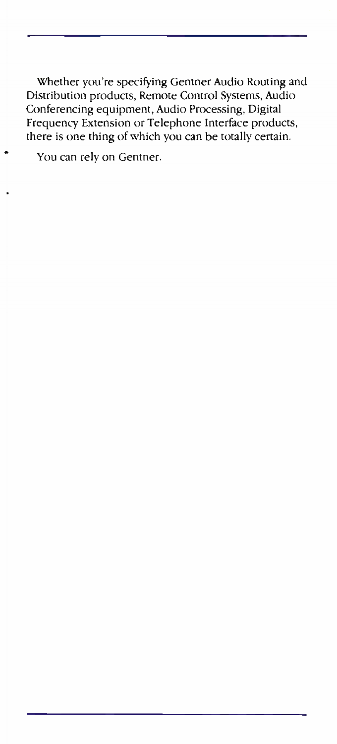Whether you're specifying Gentner Audio Routing and Distribution products, Remote Control Systems, Audio Conferencing equipment, Audio Processing, Digital Frequency Extension or Telephone Interface products, there is one thing of which you can be totally certain.

You can rely on Gentner.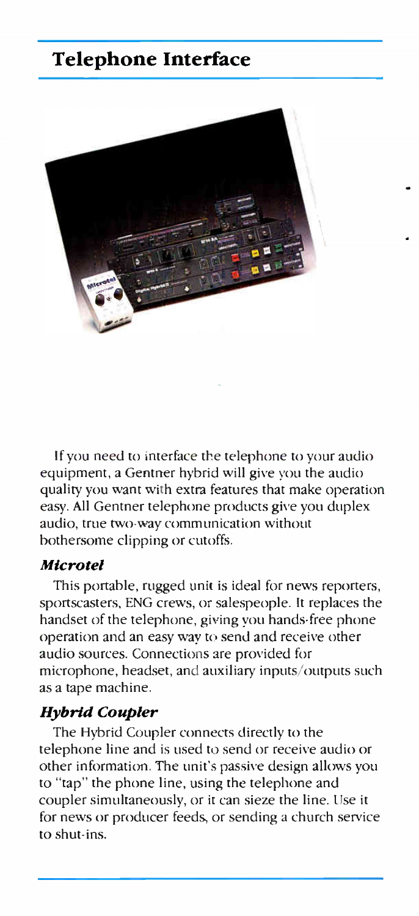# Telephone Interface

If you need to interface the telephone to your audio equipment, a Gentner hybrid will give you the audio quality you want with extra features that make operation easy. All Gentner telephone products give you duplex audio, true two-way communication without bothersome clipping or cutoffs.

### *Microtel*

This portable, rugged unit is ideal for news reporters, sportscasters, ENG crews, or salespeople. It replaces the handset of the telephone, giving you hands-free phone operation and an easy way to send and receive other audio sources. Connections are provided for microphone, headset, and auxiliary inputs/outputs such as a tape machine.

### *Hybrid Coupler*

The Hybrid Coupler connects directly to the telephone line and is used to send or receive audio or other information. The unit's passive design allows you to "tap" the phone line, using the telephone and coupler simultaneously, or it can sieze the line. Use it for news or producer feeds, or sending a church service to shut-ins.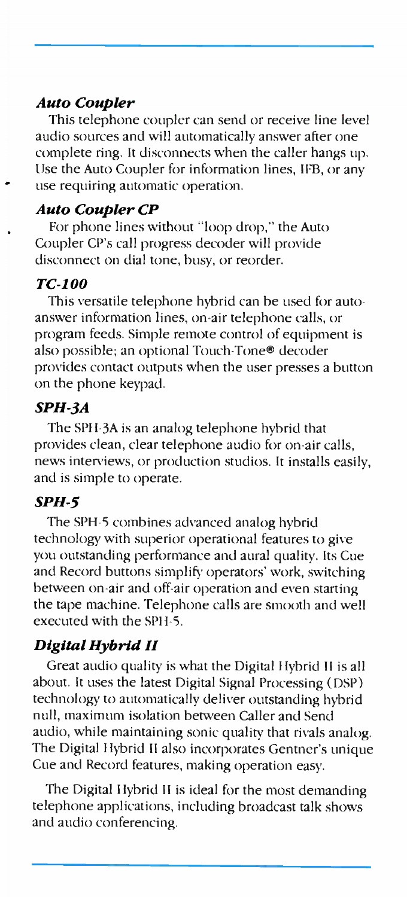### *Auto Coupler*

This telephone coupler can send or receive line level audio sources and will automatically answer after one complete ring. It disconnects when the caller hangs up. Use the Auto Coupler for information lines, IFB, or any use requiring automatic operation.

### *Auto Coupler CP*

For phone lines without "loop drop," the Auto Coupler CP's call progress decoder will provide disconnect on dial tone, busy, or reorder.

### *TC-100*

This versatile telephone hybrid can be used for auto-answer information lines, on-air telephone calls, or program feeds. Simple remote control of equipment is also possible; an optional Touch-Tone® decoder provides contact outputs when the user presses a button on the phone keypad.

### *SPH-3A*

The SPH-3A is an analog telephone hybrid that provides clean, clear telephone audio for on-air calls, news interviews, or production studios. It installs easily, and is simple to operate.

### *SPH-5*

The SPH-5 combines advanced analog hybrid technology with superior operational features to give you outstanding performance and aural quality. Its Cue and Record buttons simplify operators' work, switching between on-air and off-air operation and even starting the tape machine. Telephone calls are smooth and well executed with the SPH-5.

### *Digital Hybrid II*

Great audio quality is what the Digital Hybrid II is all about. It uses the latest Digital Signal Processing (DSP) technology to automatically deliver outstanding hybrid null, maximum isolation between Caller and Send audio, while maintaining sonic quality that rivals analog. The Digital Hybrid II also incorporates Gentner's unique Cue and Record features, making operation easy.

The Digital Hybrid II is ideal for the most demanding telephone applications, including broadcast talk shows and audio conferencing.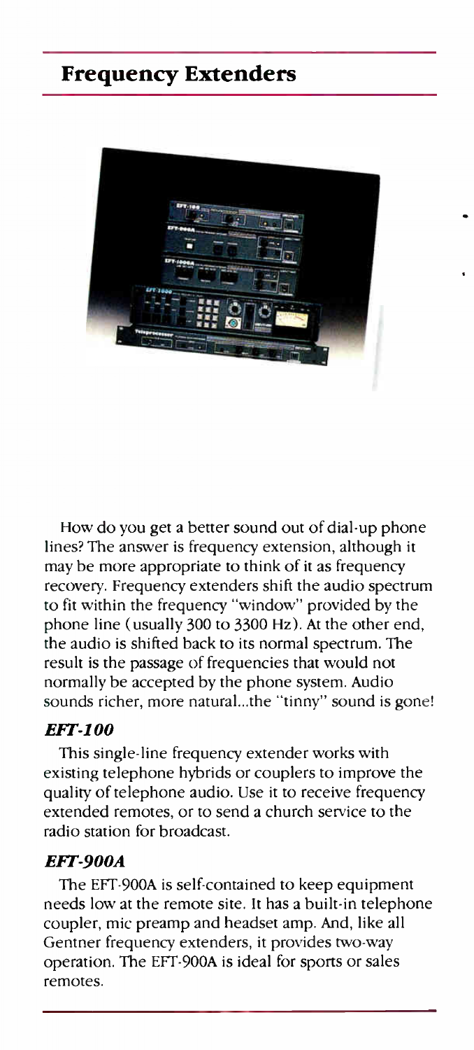## Frequency Extenders

How do you get a better sound out of dial-up phone lines? The answer is frequency extension, although it may be more appropriate to think of it as frequency recovery. Frequency extenders shift the audio spectrum to fit within the frequency "window" provided by the phone line (usually 300 to 3300 Hz). At the other end, the audio is shifted back to its normal spectrum. The result is the passage of frequencies that would not normally be accepted by the phone system. Audio sounds richer, more natural...the "tinny" sound is gone!

### *EFT-100*

This single-line frequency extender works with existing telephone hybrids or couplers to improve the quality of telephone audio. Use it to receive frequency extended remotes, or to send a church service to the radio station for broadcast.

### *EFT-900A*

The EFT-900A is self-contained to keep equipment needs low at the remote site. It has a built-in telephone coupler, mic preamp and headset amp. And, like all Gentner frequency extenders, it provides two-way operation. The EFT-900A is ideal for sports or sales remotes.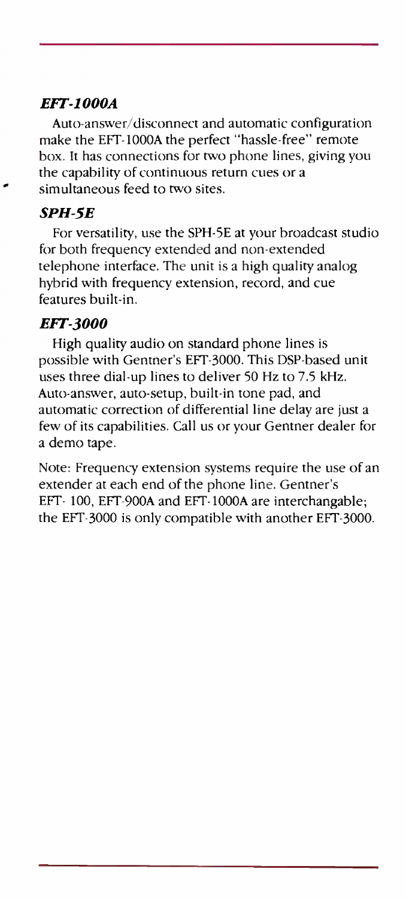### *EFT-1000A*

Auto-answer/disconnect and automatic configuration make the EFT-1000A the perfect "hassle-free" remote box. It has connections for two phone lines, giving you the capability of continuous return cues or a simultaneous feed to two sites.

### *SPH-5E*

For versatility, use the SPH-5E at your broadcast studio for both frequency extended and non-extended telephone interface. The unit is a high quality analog hybrid with frequency extension, record, and cue features built-in.

### *EFT-3000*

High quality audio on standard phone lines is possible with Gentner's EFT-3000. This DSP-based unit uses three dial-up lines to deliver 50 Hz to 7.5 kHz. Auto-answer, auto-setup, built-in tone pad, and automatic correction of differential line delay are just a few of its capabilities. Call us or your Gentner dealer for a demo tape.

Note: Frequency extension systems require the use of an extender at each end of the phone line. Gentner's EFT- 100, EFT-900A and EFT-1000A are interchangable; the EFT-3000 is only compatible with another EFT-3000.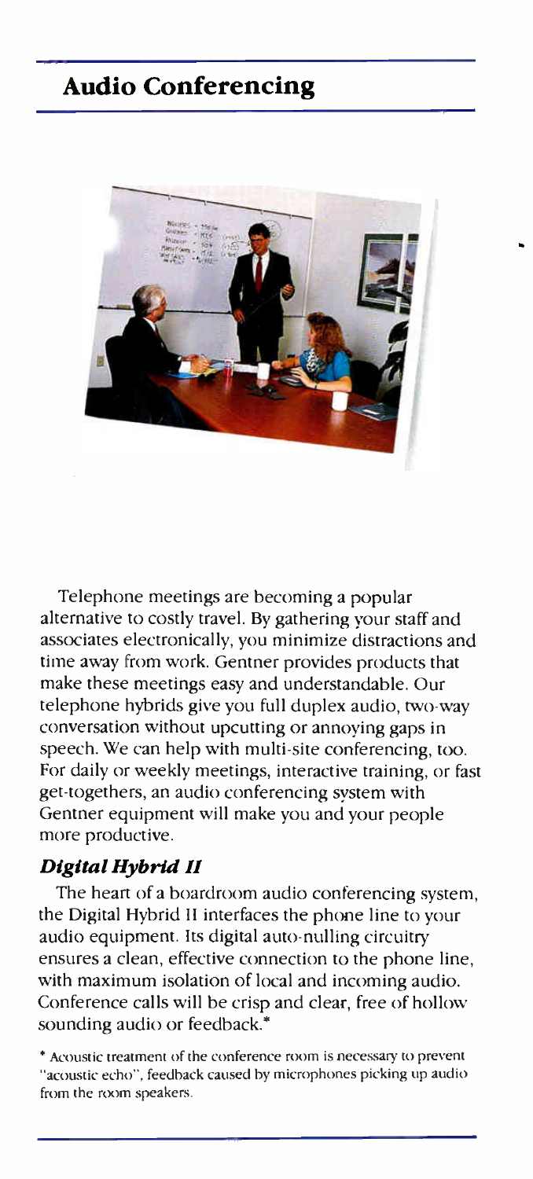## Audio Conferencing

Telephone meetings are becoming a popular alternative to costly travel. By gathering your staff and associates electronically, you minimize distractions and time away from work. Gentner provides products that make these meetings easy and understandable. Our telephone hybrids give you full duplex audio, two-way conversation without upcutting or annoying gaps in speech. We can help with multi-site conferencing, too. For daily or weekly meetings, interactive training, or fast get-togethers, an audio conferencing system with Gentner equipment will make you and your people more productive.

### *Digital Hybrid II*

The heart of a boardroom audio conferencing system, the Digital Hybrid II interfaces the phone line to your audio equipment. Its digital auto-nulling circuitry ensures a clean, effective connection to the phone line, with maximum isolation of local and incoming audio. Conference calls will be crisp and clear, free of hollow sounding audio or feedback.*

* Acoustic treatment of the conference room is necessary to prevent "acoustic echo", feedback caused by microphones picking up audio from the room speakers.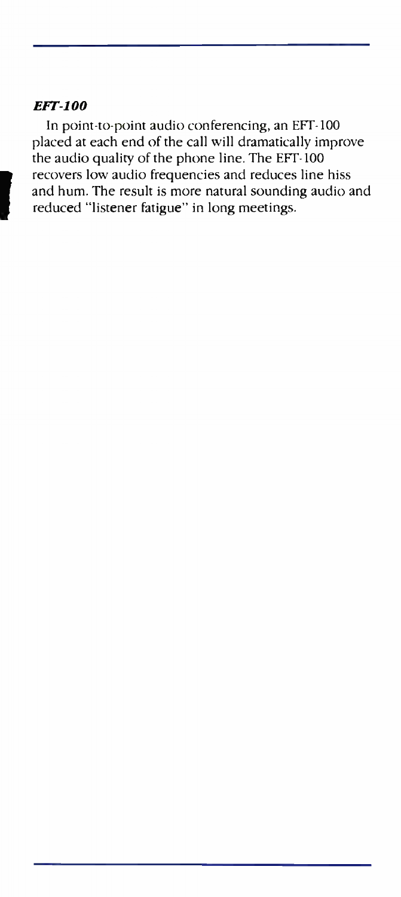***EFT-100***

In point-to-point audio conferencing, an EFT-100 placed at each end of the call will dramatically improve the audio quality of the phone line. The EFT-100 recovers low audio frequencies and reduces line hiss and hum. The result is more natural sounding audio and reduced "listener fatigue" in long meetings.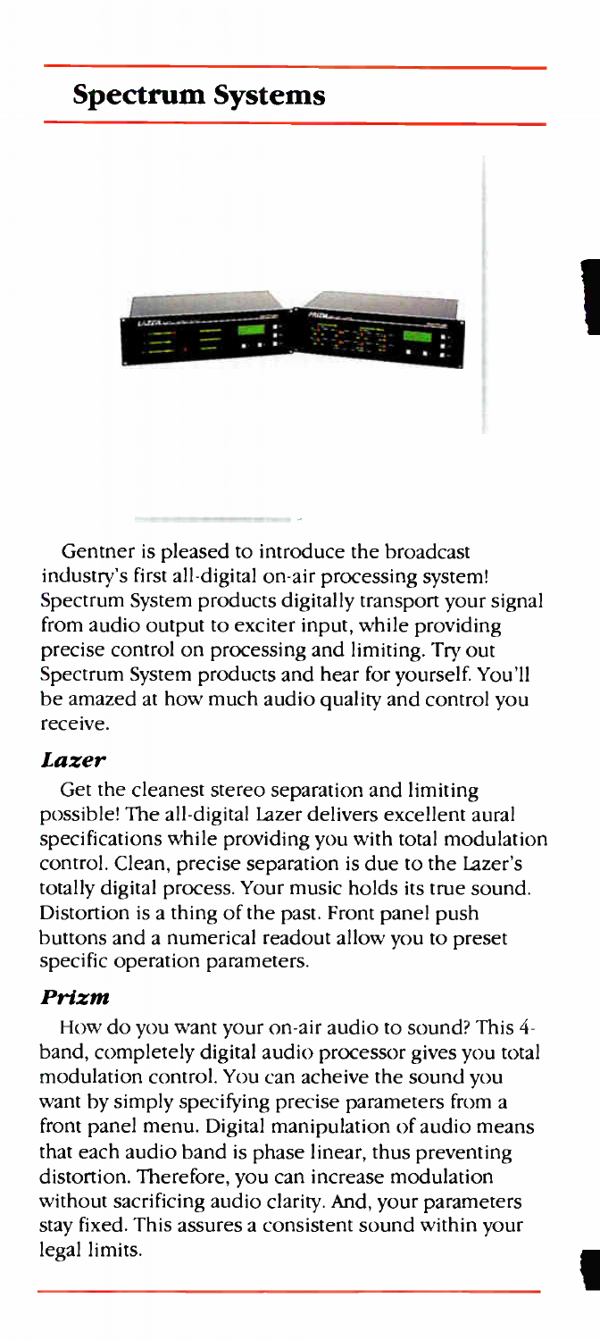## Spectrum Systems

Gentner is pleased to introduce the broadcast industry's first all-digital on-air processing system! Spectrum System products digitally transport your signal from audio output to exciter input, while providing precise control on processing and limiting. Try out Spectrum System products and hear for yourself. You'll be amazed at how much audio quality and control you receive.

### *Lazer*

Get the cleanest stereo separation and limiting possible! The all-digital Lazer delivers excellent aural specifications while providing you with total modulation control. Clean, precise separation is due to the Lazer's totally digital process. Your music holds its true sound. Distortion is a thing of the past. Front panel push buttons and a numerical readout allow you to preset specific operation parameters.

### *Prizm*

How do you want your on-air audio to sound? This 4-band, completely digital audio processor gives you total modulation control. You can acheive the sound you want by simply specifying precise parameters from a front panel menu. Digital manipulation of audio means that each audio band is phase linear, thus preventing distortion. Therefore, you can increase modulation without sacrificing audio clarity. And, your parameters stay fixed. This assures a consistent sound within your legal limits.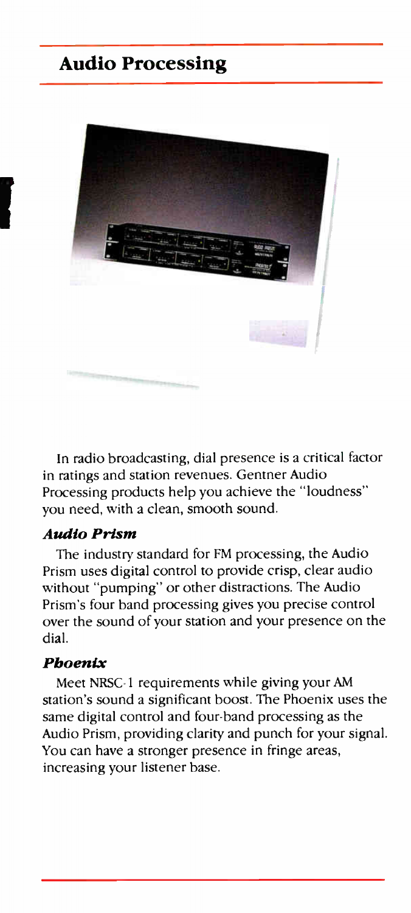## Audio Processing

In radio broadcasting, dial presence is a critical factor in ratings and station revenues. Gentner Audio Processing products help you achieve the "loudness" you need, with a clean, smooth sound.

### *Audio Prism*

The industry standard for FM processing, the Audio Prism uses digital control to provide crisp, clear audio without "pumping" or other distractions. The Audio Prism's four band processing gives you precise control over the sound of your station and your presence on the dial.

### *Phoenix*

Meet NRSC-1 requirements while giving your AM station's sound a significant boost. The Phoenix uses the same digital control and four-band processing as the Audio Prism, providing clarity and punch for your signal. You can have a stronger presence in fringe areas, increasing your listener base.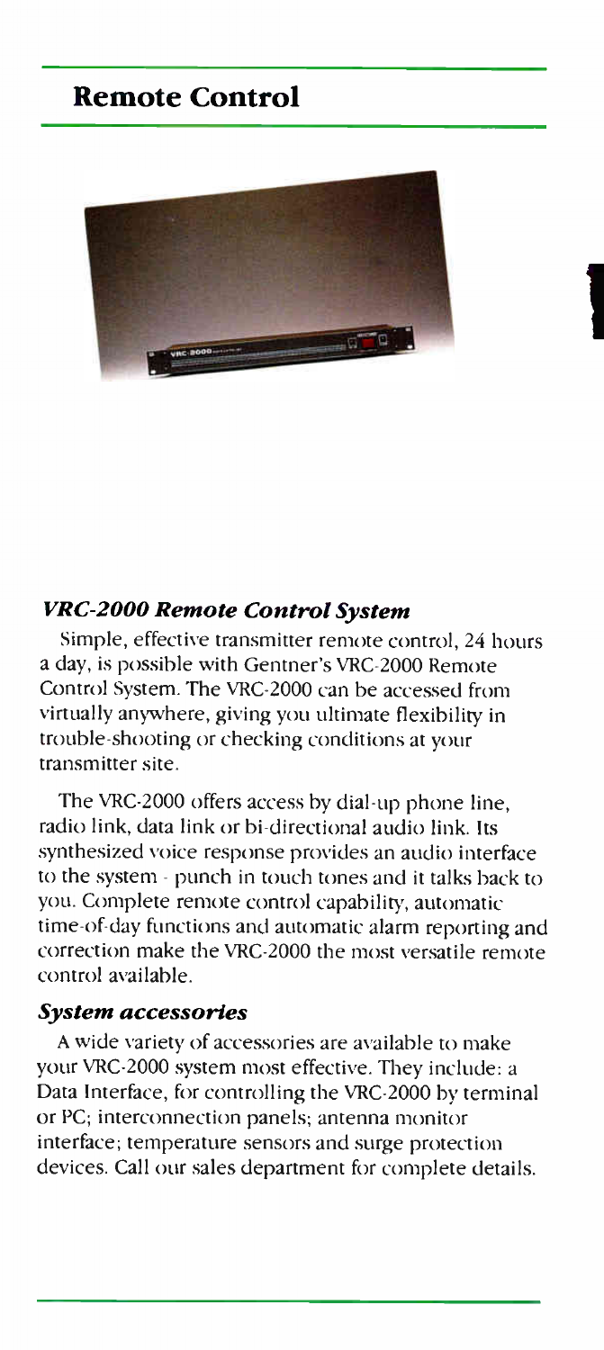# Remote Control

### *VRC-2000 Remote Control System*

Simple, effective transmitter remote control, 24 hours a day, is possible with Gentner's VRC-2000 Remote Control System. The VRC-2000 can be accessed from virtually anywhere, giving you ultimate flexibility in trouble-shooting or checking conditions at your transmitter site.

The VRC-2000 offers access by dial-up phone line, radio link, data link or bi-directional audio link. Its synthesized voice response provides an audio interface to the system - punch in touch tones and it talks back to you. Complete remote control capability, automatic time-of-day functions and automatic alarm reporting and correction make the VRC-2000 the most versatile remote control available.

### *System accessories*

A wide variety of accessories are available to make your VRC-2000 system most effective. They include: a Data Interface, for controlling the VRC-2000 by terminal or PC; interconnection panels; antenna monitor interface; temperature sensors and surge protection devices. Call our sales department for complete details.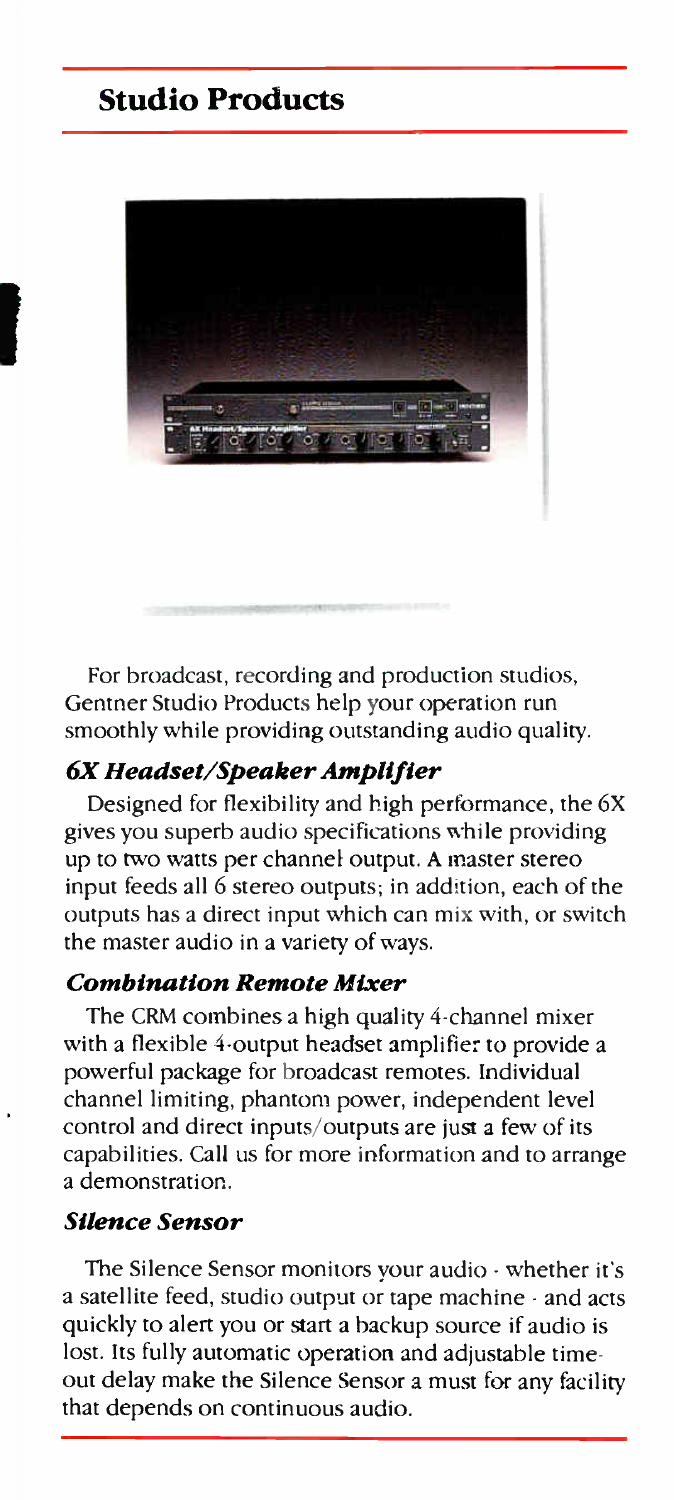## Studio Products

For broadcast, recording and production studios, Gentner Studio Products help your operation run smoothly while providing outstanding audio quality.

### *6X Headset/Speaker Amplifier*

Designed for flexibility and high performance, the 6X gives you superb audio specifications while providing up to two watts per channel output. A master stereo input feeds all 6 stereo outputs; in addition, each of the outputs has a direct input which can mix with, or switch the master audio in a variety of ways.

### *Combination Remote Mixer*

The CRM combines a high quality 4-channel mixer with a flexible 4-output headset amplifier to provide a powerful package for broadcast remotes. Individual channel limiting, phantom power, independent level control and direct inputs/outputs are just a few of its capabilities. Call us for more information and to arrange a demonstration.

### *Silence Sensor*

The Silence Sensor monitors your audio - whether it's a satellite feed, studio output or tape machine - and acts quickly to alert you or start a backup source if audio is lost. Its fully automatic operation and adjustable time-out delay make the Silence Sensor a must for any facility that depends on continuous audio.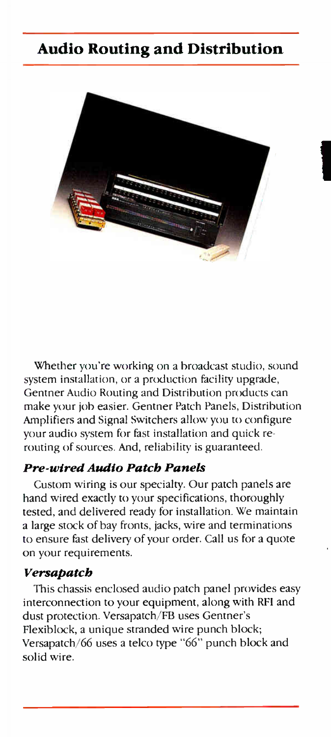## Audio Routing and Distribution

Whether you're working on a broadcast studio, sound system installation, or a production facility upgrade, Gentner Audio Routing and Distribution products can make your job easier. Gentner Patch Panels, Distribution Amplifiers and Signal Switchers allow you to configure your audio system for fast installation and quick re-routing of sources. And, reliability is guaranteed.

### *Pre-wired Audio Patch Panels*

Custom wiring is our specialty. Our patch panels are hand wired exactly to your specifications, thoroughly tested, and delivered ready for installation. We maintain a large stock of bay fronts, jacks, wire and terminations to ensure fast delivery of your order. Call us for a quote on your requirements.

### *Versapatch*

This chassis enclosed audio patch panel provides easy interconnection to your equipment, along with RFI and dust protection. Versapatch/FB uses Gentner's Flexiblock, a unique stranded wire punch block; Versapatch/66 uses a telco type "66" punch block and solid wire.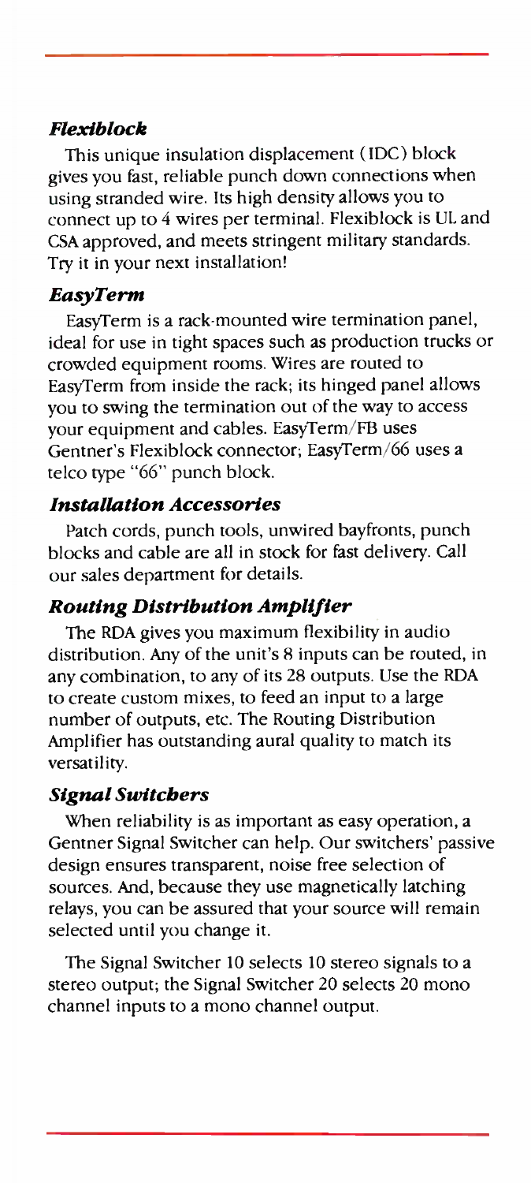### *Flexiblock*

This unique insulation displacement (IDC) block gives you fast, reliable punch down connections when using stranded wire. Its high density allows you to connect up to 4 wires per terminal. Flexiblock is UL and CSA approved, and meets stringent military standards. Try it in your next installation!

### *EasyTerm*

EasyTerm is a rack-mounted wire termination panel, ideal for use in tight spaces such as production trucks or crowded equipment rooms. Wires are routed to EasyTerm from inside the rack; its hinged panel allows you to swing the termination out of the way to access your equipment and cables. EasyTerm/FB uses Gentner's Flexiblock connector; EasyTerm/66 uses a telco type "66" punch block.

### *Installation Accessories*

Patch cords, punch tools, unwired bayfronts, punch blocks and cable are all in stock for fast delivery. Call our sales department for details.

### *Routing Distribution Amplifier*

The RDA gives you maximum flexibility in audio distribution. Any of the unit's 8 inputs can be routed, in any combination, to any of its 28 outputs. Use the RDA to create custom mixes, to feed an input to a large number of outputs, etc. The Routing Distribution Amplifier has outstanding aural quality to match its versatility.

### *Signal Switchers*

When reliability is as important as easy operation, a Gentner Signal Switcher can help. Our switchers' passive design ensures transparent, noise free selection of sources. And, because they use magnetically latching relays, you can be assured that your source will remain selected until you change it.

The Signal Switcher 10 selects 10 stereo signals to a stereo output; the Signal Switcher 20 selects 20 mono channel inputs to a mono channel output.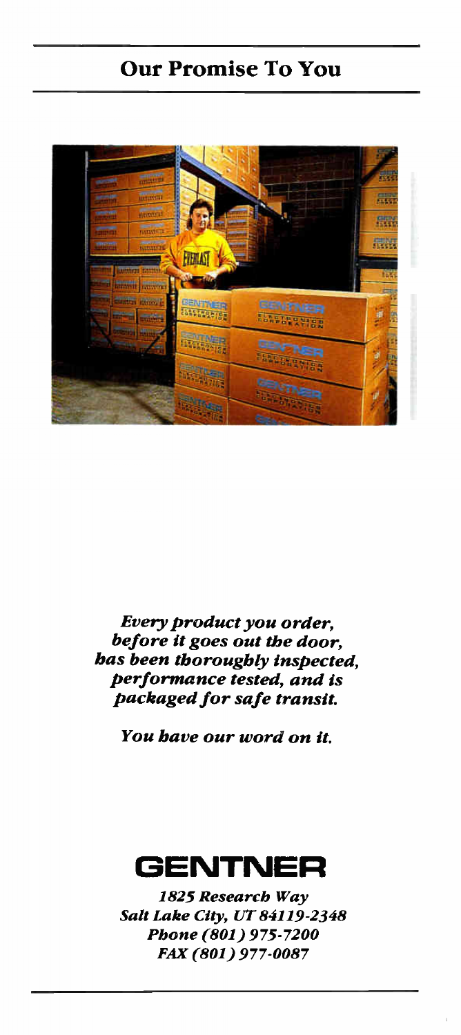## Our Promise To You

*Every product you order, before it goes out the door, has been thoroughly inspected, performance tested, and is packaged for safe transit.*

*You have our word on it.*

**GENTNER**

*1825 Research Way*
*Salt Lake City, UT 84119-2348*
*Phone (801) 975-7200*
*FAX (801) 977-0087*